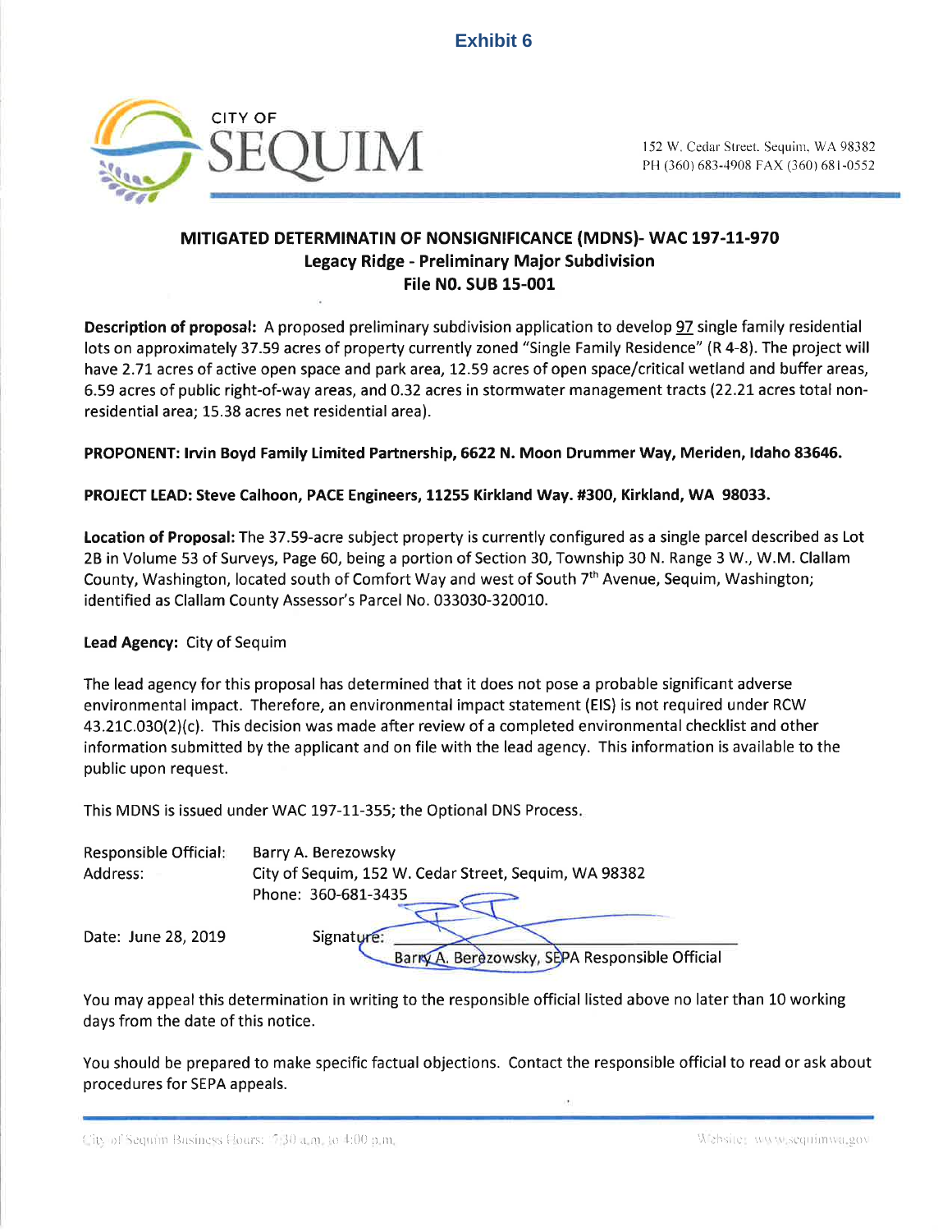**Exhibit 6**

CITY OF SEQUIM

152 W. Cedar Street, Sequim, WA 98382
PH (360) 683-4908 FAX (360) 681-0552

## MITIGATED DETERMINATIN OF NONSIGNIFICANCE (MDNS)- WAC 197-11-970
### Legacy Ridge - Preliminary Major Subdivision
### File NO. SUB 15-001

**Description of proposal:** A proposed preliminary subdivision application to develop 97 single family residential lots on approximately 37.59 acres of property currently zoned "Single Family Residence" (R 4-8). The project will have 2.71 acres of active open space and park area, 12.59 acres of open space/critical wetland and buffer areas, 6.59 acres of public right-of-way areas, and 0.32 acres in stormwater management tracts (22.21 acres total non-residential area; 15.38 acres net residential area).

**PROPONENT: Irvin Boyd Family Limited Partnership, 6622 N. Moon Drummer Way, Meriden, Idaho 83646.**

**PROJECT LEAD: Steve Calhoon, PACE Engineers, 11255 Kirkland Way. #300, Kirkland, WA 98033.**

**Location of Proposal:** The 37.59-acre subject property is currently configured as a single parcel described as Lot 2B in Volume 53 of Surveys, Page 60, being a portion of Section 30, Township 30 N. Range 3 W., W.M. Clallam County, Washington, located south of Comfort Way and west of South 7th Avenue, Sequim, Washington; identified as Clallam County Assessor's Parcel No. 033030-320010.

**Lead Agency:** City of Sequim

The lead agency for this proposal has determined that it does not pose a probable significant adverse environmental impact. Therefore, an environmental impact statement (EIS) is not required under RCW 43.21C.030(2)(c). This decision was made after review of a completed environmental checklist and other information submitted by the applicant and on file with the lead agency. This information is available to the public upon request.

This MDNS is issued under WAC 197-11-355; the Optional DNS Process.

Responsible Official: Barry A. Berezowsky
Address: City of Sequim, 152 W. Cedar Street, Sequim, WA 98382
Phone: 360-681-3435

Date: June 28, 2019 Signature: ______________________
Barry A. Berezowsky, SEPA Responsible Official

You may appeal this determination in writing to the responsible official listed above no later than 10 working days from the date of this notice.

You should be prepared to make specific factual objections. Contact the responsible official to read or ask about procedures for SEPA appeals.

City of Sequim Business Hours: 7:30 a.m. to 4:00 p.m. Website: www.sequimwa.gov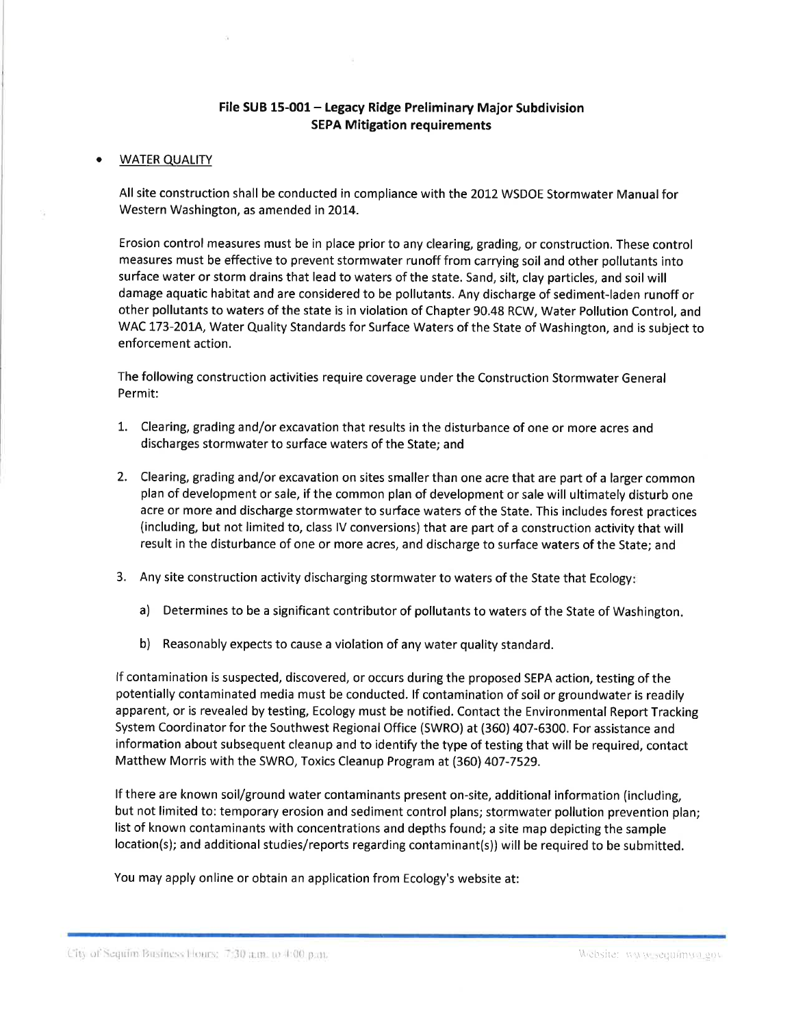**File SUB 15-001 – Legacy Ridge Preliminary Major Subdivision**
**SEPA Mitigation requirements**

- WATER QUALITY

All site construction shall be conducted in compliance with the 2012 WSDOE Stormwater Manual for Western Washington, as amended in 2014.

Erosion control measures must be in place prior to any clearing, grading, or construction. These control measures must be effective to prevent stormwater runoff from carrying soil and other pollutants into surface water or storm drains that lead to waters of the state. Sand, silt, clay particles, and soil will damage aquatic habitat and are considered to be pollutants. Any discharge of sediment-laden runoff or other pollutants to waters of the state is in violation of Chapter 90.48 RCW, Water Pollution Control, and WAC 173-201A, Water Quality Standards for Surface Waters of the State of Washington, and is subject to enforcement action.

The following construction activities require coverage under the Construction Stormwater General Permit:

1. Clearing, grading and/or excavation that results in the disturbance of one or more acres and discharges stormwater to surface waters of the State; and

2. Clearing, grading and/or excavation on sites smaller than one acre that are part of a larger common plan of development or sale, if the common plan of development or sale will ultimately disturb one acre or more and discharge stormwater to surface waters of the State. This includes forest practices (including, but not limited to, class IV conversions) that are part of a construction activity that will result in the disturbance of one or more acres, and discharge to surface waters of the State; and

3. Any site construction activity discharging stormwater to waters of the State that Ecology:

   a) Determines to be a significant contributor of pollutants to waters of the State of Washington.

   b) Reasonably expects to cause a violation of any water quality standard.

If contamination is suspected, discovered, or occurs during the proposed SEPA action, testing of the potentially contaminated media must be conducted. If contamination of soil or groundwater is readily apparent, or is revealed by testing, Ecology must be notified. Contact the Environmental Report Tracking System Coordinator for the Southwest Regional Office (SWRO) at (360) 407-6300. For assistance and information about subsequent cleanup and to identify the type of testing that will be required, contact Matthew Morris with the SWRO, Toxics Cleanup Program at (360) 407-7529.

If there are known soil/ground water contaminants present on-site, additional information (including, but not limited to: temporary erosion and sediment control plans; stormwater pollution prevention plan; list of known contaminants with concentrations and depths found; a site map depicting the sample location(s); and additional studies/reports regarding contaminant(s)) will be required to be submitted.

You may apply online or obtain an application from Ecology's website at: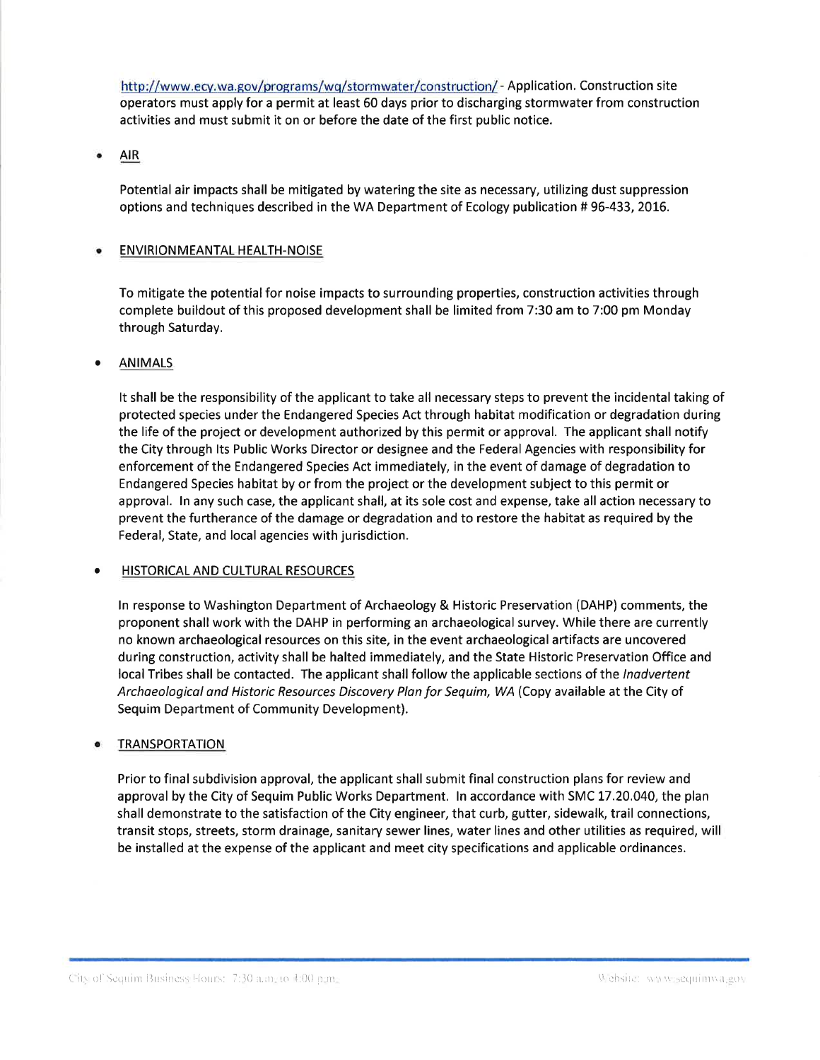http://www.ecy.wa.gov/programs/wq/stormwater/construction/ - Application. Construction site operators must apply for a permit at least 60 days prior to discharging stormwater from construction activities and must submit it on or before the date of the first public notice.

- AIR

  Potential air impacts shall be mitigated by watering the site as necessary, utilizing dust suppression options and techniques described in the WA Department of Ecology publication # 96-433, 2016.

- ENVIRIONMEANTAL HEALTH-NOISE

  To mitigate the potential for noise impacts to surrounding properties, construction activities through complete buildout of this proposed development shall be limited from 7:30 am to 7:00 pm Monday through Saturday.

- ANIMALS

  It shall be the responsibility of the applicant to take all necessary steps to prevent the incidental taking of protected species under the Endangered Species Act through habitat modification or degradation during the life of the project or development authorized by this permit or approval. The applicant shall notify the City through Its Public Works Director or designee and the Federal Agencies with responsibility for enforcement of the Endangered Species Act immediately, in the event of damage of degradation to Endangered Species habitat by or from the project or the development subject to this permit or approval. In any such case, the applicant shall, at its sole cost and expense, take all action necessary to prevent the furtherance of the damage or degradation and to restore the habitat as required by the Federal, State, and local agencies with jurisdiction.

- HISTORICAL AND CULTURAL RESOURCES

  In response to Washington Department of Archaeology & Historic Preservation (DAHP) comments, the proponent shall work with the DAHP in performing an archaeological survey. While there are currently no known archaeological resources on this site, in the event archaeological artifacts are uncovered during construction, activity shall be halted immediately, and the State Historic Preservation Office and local Tribes shall be contacted. The applicant shall follow the applicable sections of the *Inadvertent Archaeological and Historic Resources Discovery Plan for Sequim, WA* (Copy available at the City of Sequim Department of Community Development).

- TRANSPORTATION

  Prior to final subdivision approval, the applicant shall submit final construction plans for review and approval by the City of Sequim Public Works Department. In accordance with SMC 17.20.040, the plan shall demonstrate to the satisfaction of the City engineer, that curb, gutter, sidewalk, trail connections, transit stops, streets, storm drainage, sanitary sewer lines, water lines and other utilities as required, will be installed at the expense of the applicant and meet city specifications and applicable ordinances.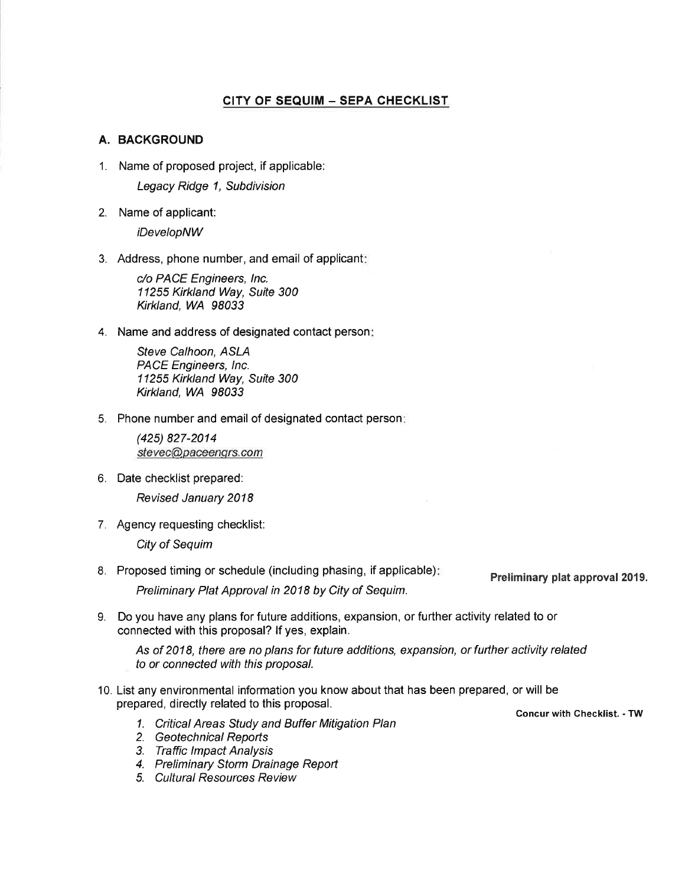## CITY OF SEQUIM – SEPA CHECKLIST

### A. BACKGROUND

1. Name of proposed project, if applicable:

   *Legacy Ridge 1, Subdivision*

2. Name of applicant:

   *iDevelopNW*

3. Address, phone number, and email of applicant:

   *c/o PACE Engineers, Inc.*
   *11255 Kirkland Way, Suite 300*
   *Kirkland, WA 98033*

4. Name and address of designated contact person:

   *Steve Calhoon, ASLA*
   *PACE Engineers, Inc.*
   *11255 Kirkland Way, Suite 300*
   *Kirkland, WA 98033*

5. Phone number and email of designated contact person:

   *(425) 827-2014*
   *stevec@paceengrs.com*

6. Date checklist prepared:

   *Revised January 2018*

7. Agency requesting checklist:

   *City of Sequim*

8. Proposed timing or schedule (including phasing, if applicable):

   *Preliminary Plat Approval in 2018 by City of Sequim.*

   **Preliminary plat approval 2019.**

9. Do you have any plans for future additions, expansion, or further activity related to or connected with this proposal? If yes, explain.

   *As of 2018, there are no plans for future additions, expansion, or further activity related to or connected with this proposal.*

10. List any environmental information you know about that has been prepared, or will be prepared, directly related to this proposal.

    **Concur with Checklist. - TW**

    1. *Critical Areas Study and Buffer Mitigation Plan*
    2. *Geotechnical Reports*
    3. *Traffic Impact Analysis*
    4. *Preliminary Storm Drainage Report*
    5. *Cultural Resources Review*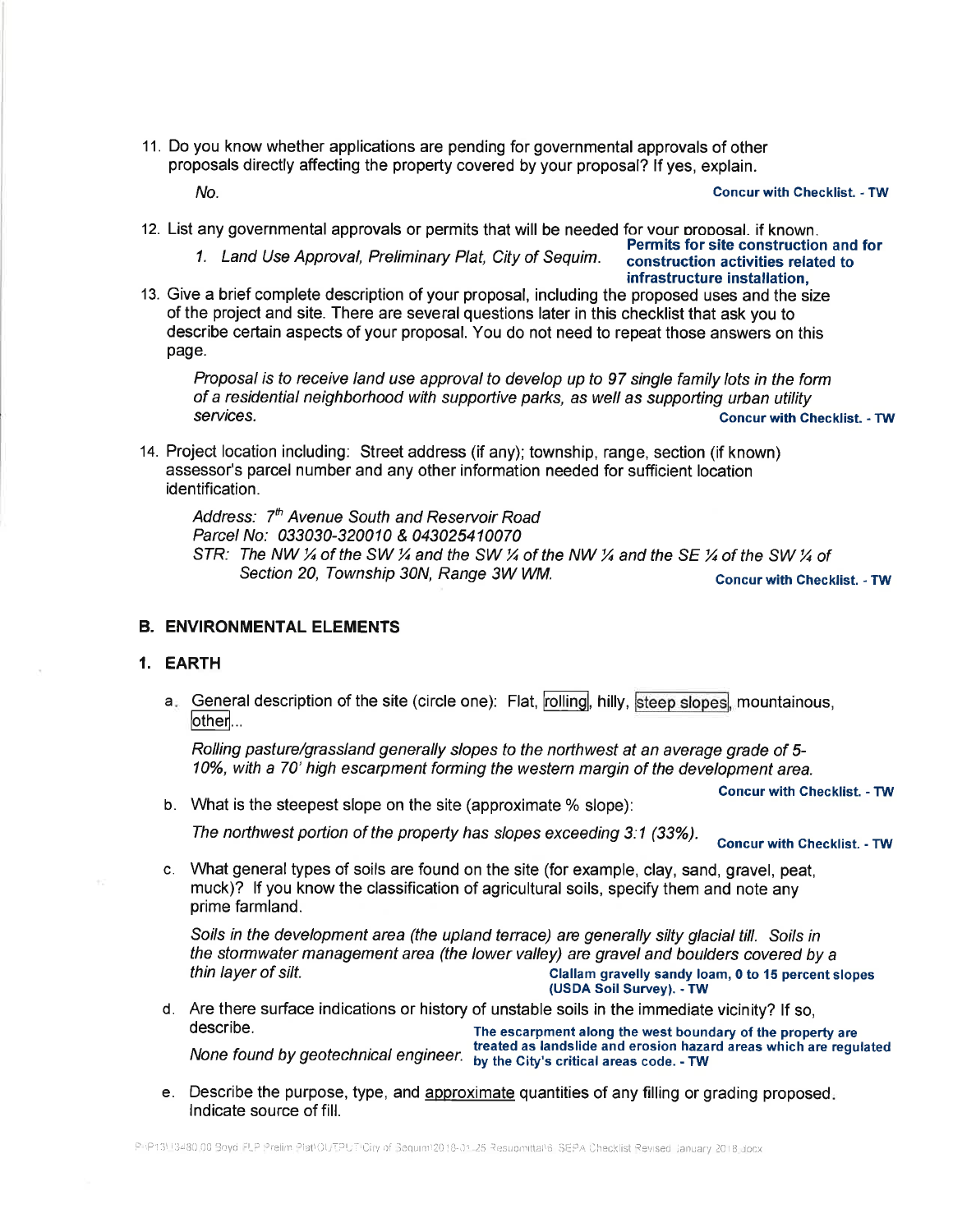11. Do you know whether applications are pending for governmental approvals of other proposals directly affecting the property covered by your proposal? If yes, explain.

    *No.*

    **Concur with Checklist. - TW**

12. List any governmental approvals or permits that will be needed for your proposal, if known.

    1. *Land Use Approval, Preliminary Plat, City of Sequim.*

    **Permits for site construction and for construction activities related to infrastructure installation,**

13. Give a brief complete description of your proposal, including the proposed uses and the size of the project and site. There are several questions later in this checklist that ask you to describe certain aspects of your proposal. You do not need to repeat those answers on this page.

    *Proposal is to receive land use approval to develop up to 97 single family lots in the form of a residential neighborhood with supportive parks, as well as supporting urban utility services.*

    **Concur with Checklist. - TW**

14. Project location including: Street address (if any); township, range, section (if known) assessor's parcel number and any other information needed for sufficient location identification.

    *Address: 7th Avenue South and Reservoir Road*
    *Parcel No: 033030-320010 & 043025410070*
    *STR: The NW ¼ of the SW ¼ and the SW ¼ of the NW ¼ and the SE ¼ of the SW ¼ of Section 20, Township 30N, Range 3W WM.*

    **Concur with Checklist. - TW**

## B. ENVIRONMENTAL ELEMENTS

### 1. EARTH

a. General description of the site (circle one): Flat, [rolling], hilly, [steep slopes], mountainous, [other]...

   *Rolling pasture/grassland generally slopes to the northwest at an average grade of 5-10%, with a 70' high escarpment forming the western margin of the development area.*

   **Concur with Checklist. - TW**

b. What is the steepest slope on the site (approximate % slope):

   *The northwest portion of the property has slopes exceeding 3:1 (33%).*

   **Concur with Checklist. - TW**

c. What general types of soils are found on the site (for example, clay, sand, gravel, peat, muck)? If you know the classification of agricultural soils, specify them and note any prime farmland.

   *Soils in the development area (the upland terrace) are generally silty glacial till. Soils in the stormwater management area (the lower valley) are gravel and boulders covered by a thin layer of silt.*

   **Clallam gravelly sandy loam, 0 to 15 percent slopes (USDA Soil Survey). - TW**

d. Are there surface indications or history of unstable soils in the immediate vicinity? If so, describe.

   *None found by geotechnical engineer.*

   **The escarpment along the west boundary of the property are treated as landslide and erosion hazard areas which are regulated by the City's critical areas code. - TW**

e. Describe the purpose, type, and approximate quantities of any filling or grading proposed. Indicate source of fill.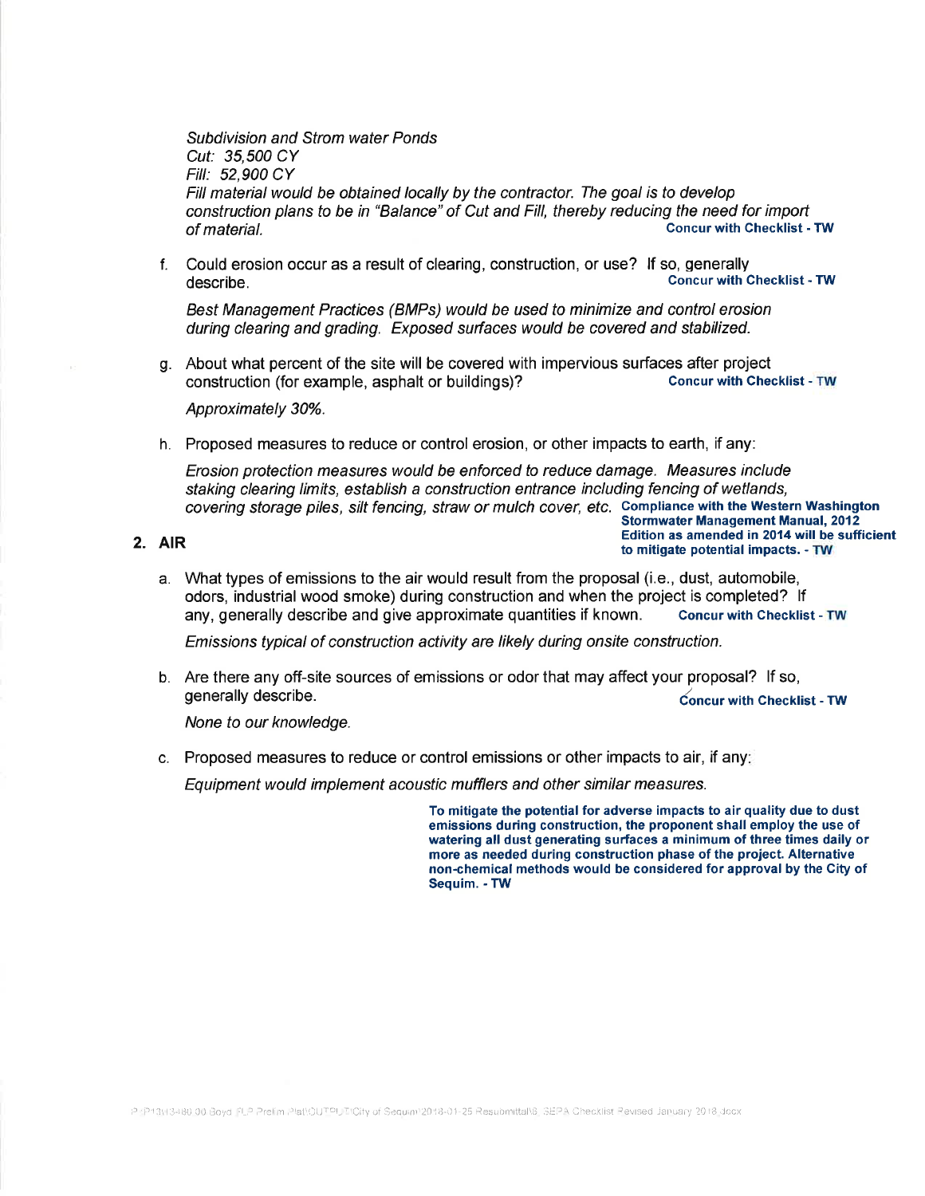*Subdivision and Strom water Ponds*
*Cut: 35,500 CY*
*Fill: 52,900 CY*
*Fill material would be obtained locally by the contractor. The goal is to develop construction plans to be in "Balance" of Cut and Fill, thereby reducing the need for import of material.*

**Concur with Checklist - TW**

f. Could erosion occur as a result of clearing, construction, or use? If so, generally describe.

**Concur with Checklist - TW**

*Best Management Practices (BMPs) would be used to minimize and control erosion during clearing and grading. Exposed surfaces would be covered and stabilized.*

g. About what percent of the site will be covered with impervious surfaces after project construction (for example, asphalt or buildings)?

**Concur with Checklist - TW**

*Approximately 30%.*

h. Proposed measures to reduce or control erosion, or other impacts to earth, if any:

*Erosion protection measures would be enforced to reduce damage. Measures include staking clearing limits, establish a construction entrance including fencing of wetlands, covering storage piles, silt fencing, straw or mulch cover, etc.*

**Compliance with the Western Washington Stormwater Management Manual, 2012 Edition as amended in 2014 will be sufficient to mitigate potential impacts. - TW**

## 2. AIR

a. What types of emissions to the air would result from the proposal (i.e., dust, automobile, odors, industrial wood smoke) during construction and when the project is completed? If any, generally describe and give approximate quantities if known.

**Concur with Checklist - TW**

*Emissions typical of construction activity are likely during onsite construction.*

b. Are there any off-site sources of emissions or odor that may affect your proposal? If so, generally describe.

**Concur with Checklist - TW**

*None to our knowledge.*

c. Proposed measures to reduce or control emissions or other impacts to air, if any:

*Equipment would implement acoustic mufflers and other similar measures.*

**To mitigate the potential for adverse impacts to air quality due to dust emissions during construction, the proponent shall employ the use of watering all dust generating surfaces a minimum of three times daily or more as needed during construction phase of the project. Alternative non-chemical methods would be considered for approval by the City of Sequim. - TW**

P:\P13\13480.00 Boyd FLP Prelim Plat\OUTPUT\City of Sequim\2018-01-25 Resubmittal\6. SEPA Checklist Revised January 2018.docx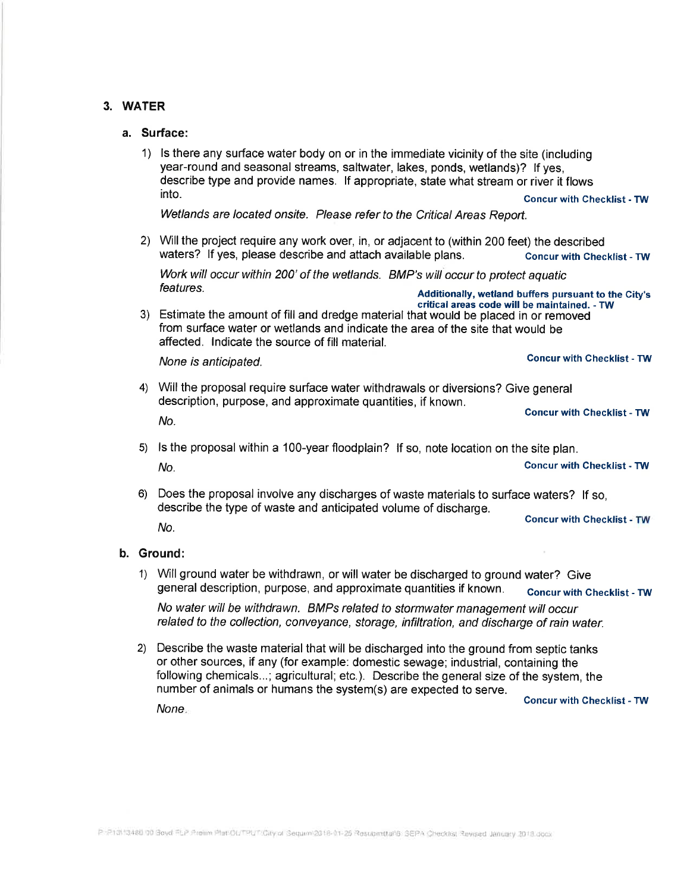## 3. WATER

### a. Surface:

1) Is there any surface water body on or in the immediate vicinity of the site (including year-round and seasonal streams, saltwater, lakes, ponds, wetlands)? If yes, describe type and provide names. If appropriate, state what stream or river it flows into.

**Concur with Checklist - TW**

*Wetlands are located onsite. Please refer to the Critical Areas Report.*

2) Will the project require any work over, in, or adjacent to (within 200 feet) the described waters? If yes, please describe and attach available plans.

**Concur with Checklist - TW**

*Work will occur within 200' of the wetlands. BMP's will occur to protect aquatic features.*

**Additionally, wetland buffers pursuant to the City's critical areas code will be maintained. - TW**

3) Estimate the amount of fill and dredge material that would be placed in or removed from surface water or wetlands and indicate the area of the site that would be affected. Indicate the source of fill material.

*None is anticipated.*

**Concur with Checklist - TW**

4) Will the proposal require surface water withdrawals or diversions? Give general description, purpose, and approximate quantities, if known.

*No.*

**Concur with Checklist - TW**

5) Is the proposal within a 100-year floodplain? If so, note location on the site plan.

*No.*

**Concur with Checklist - TW**

6) Does the proposal involve any discharges of waste materials to surface waters? If so, describe the type of waste and anticipated volume of discharge.

*No.*

**Concur with Checklist - TW**

### b. Ground:

1) Will ground water be withdrawn, or will water be discharged to ground water? Give general description, purpose, and approximate quantities if known.

**Concur with Checklist - TW**

*No water will be withdrawn. BMPs related to stormwater management will occur related to the collection, conveyance, storage, infiltration, and discharge of rain water.*

2) Describe the waste material that will be discharged into the ground from septic tanks or other sources, if any (for example: domestic sewage; industrial, containing the following chemicals...; agricultural; etc.). Describe the general size of the system, the number of animals or humans the system(s) are expected to serve.

*None.*

**Concur with Checklist - TW**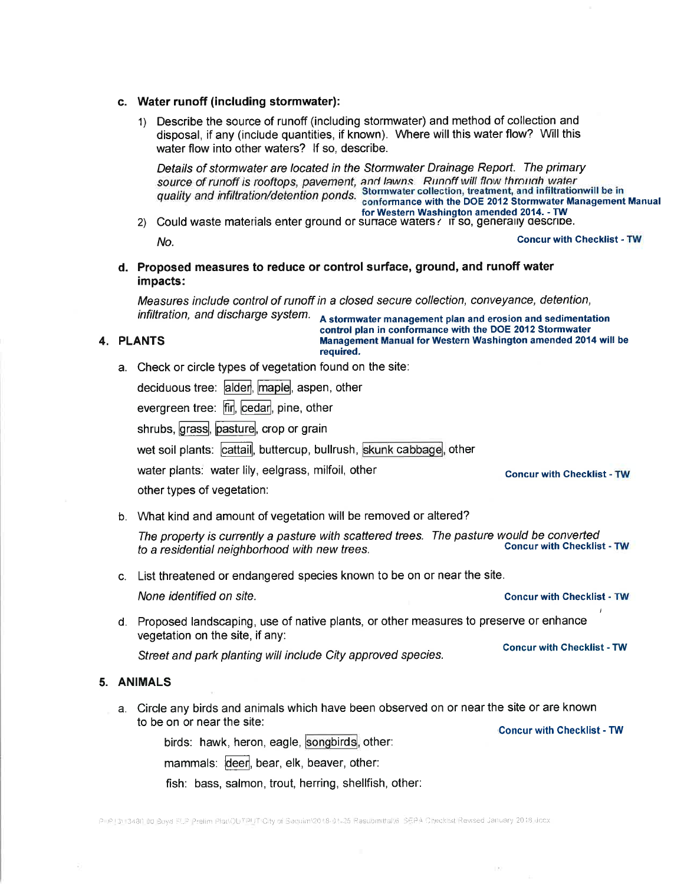### c. Water runoff (including stormwater):

1) Describe the source of runoff (including stormwater) and method of collection and disposal, if any (include quantities, if known). Where will this water flow? Will this water flow into other waters? If so, describe.

   *Details of stormwater are located in the Stormwater Drainage Report. The primary source of runoff is rooftops, pavement, and lawns. Runoff will flow through water quality and infiltration/detention ponds.* **Stormwater collection, treatment, and infiltrationwill be in conformance with the DOE 2012 Stormwater Management Manual for Western Washington amended 2014. - TW**

2) Could waste materials enter ground or surface waters? If so, generally describe.

   *No.* **Concur with Checklist - TW**

### d. Proposed measures to reduce or control surface, ground, and runoff water impacts:

*Measures include control of runoff in a closed secure collection, conveyance, detention, infiltration, and discharge system.* **A stormwater management plan and erosion and sedimentation control plan in conformance with the DOE 2012 Stormwater Management Manual for Western Washington amended 2014 will be required.**

## 4. PLANTS

a. Check or circle types of vegetation found on the site:

   deciduous tree: [alder], [maple], aspen, other

   evergreen tree: [fir], [cedar], pine, other

   shrubs, [grass], [pasture], crop or grain

   wet soil plants: [cattail], buttercup, bullrush, [skunk cabbage], other

   water plants: water lily, eelgrass, milfoil, other

   other types of vegetation:

   **Concur with Checklist - TW**

b. What kind and amount of vegetation will be removed or altered?

   *The property is currently a pasture with scattered trees. The pasture would be converted to a residential neighborhood with new trees.* **Concur with Checklist - TW**

c. List threatened or endangered species known to be on or near the site.

   *None identified on site.* **Concur with Checklist - TW**

d. Proposed landscaping, use of native plants, or other measures to preserve or enhance vegetation on the site, if any:

   *Street and park planting will include City approved species.* **Concur with Checklist - TW**

## 5. ANIMALS

a. Circle any birds and animals which have been observed on or near the site or are known to be on or near the site: **Concur with Checklist - TW**

   birds: hawk, heron, eagle, [songbirds], other:

   mammals: [deer], bear, elk, beaver, other:

   fish: bass, salmon, trout, herring, shellfish, other: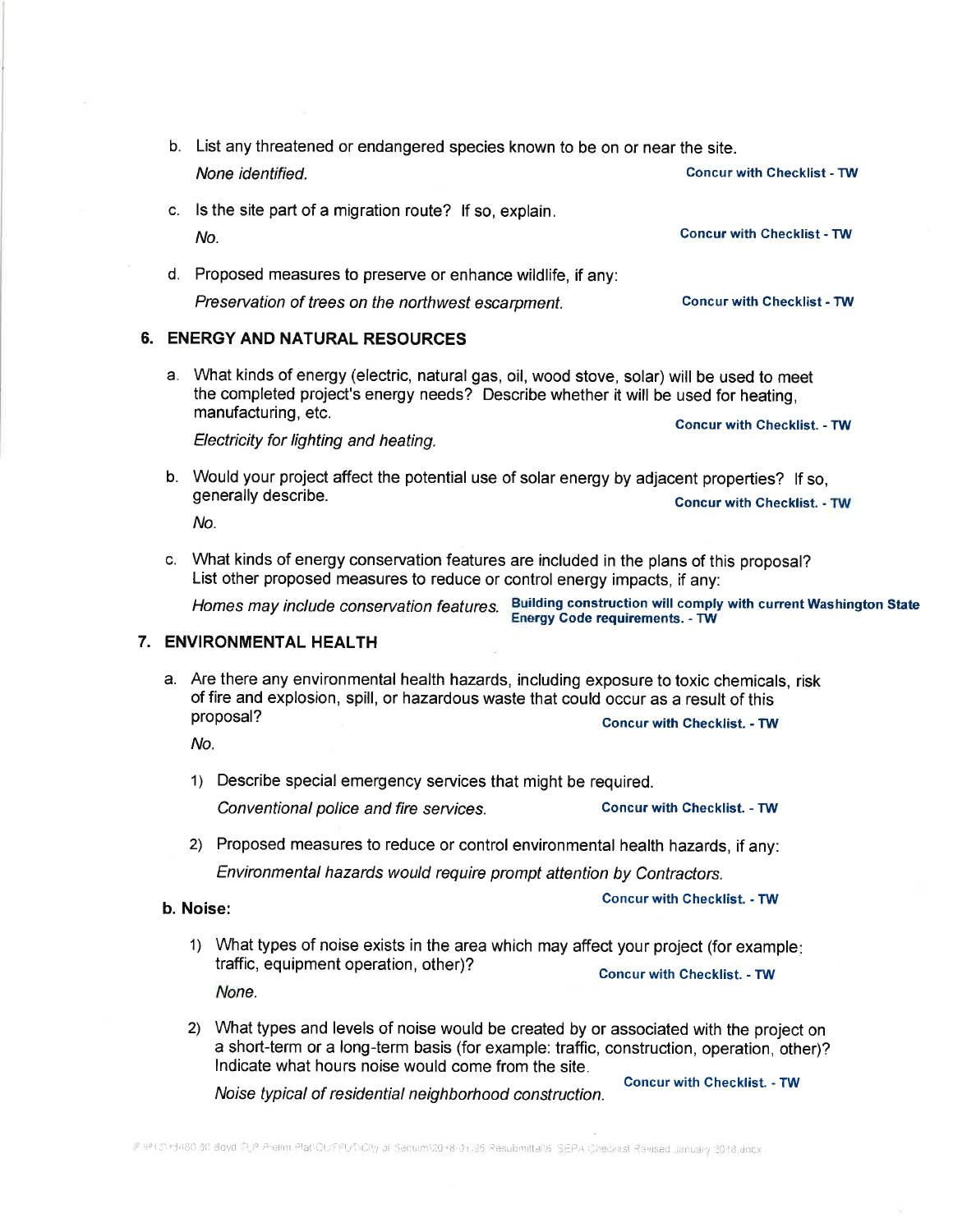b. List any threatened or endangered species known to be on or near the site.

   *None identified.* **Concur with Checklist - TW**

c. Is the site part of a migration route? If so, explain.

   *No.* **Concur with Checklist - TW**

d. Proposed measures to preserve or enhance wildlife, if any:

   *Preservation of trees on the northwest escarpment.* **Concur with Checklist - TW**

## 6. ENERGY AND NATURAL RESOURCES

a. What kinds of energy (electric, natural gas, oil, wood stove, solar) will be used to meet the completed project's energy needs? Describe whether it will be used for heating, manufacturing, etc.

   **Concur with Checklist. - TW**

   *Electricity for lighting and heating.*

b. Would your project affect the potential use of solar energy by adjacent properties? If so, generally describe.

   **Concur with Checklist. - TW**

   *No.*

c. What kinds of energy conservation features are included in the plans of this proposal? List other proposed measures to reduce or control energy impacts, if any:

   *Homes may include conservation features.* **Building construction will comply with current Washington State Energy Code requirements. - TW**

## 7. ENVIRONMENTAL HEALTH

a. Are there any environmental health hazards, including exposure to toxic chemicals, risk of fire and explosion, spill, or hazardous waste that could occur as a result of this proposal?

   **Concur with Checklist. - TW**

   *No.*

   1) Describe special emergency services that might be required.

      *Conventional police and fire services.* **Concur with Checklist. - TW**

   2) Proposed measures to reduce or control environmental health hazards, if any:

      *Environmental hazards would require prompt attention by Contractors.*

      **Concur with Checklist. - TW**

**b. Noise:**

   1) What types of noise exists in the area which may affect your project (for example: traffic, equipment operation, other)?

      **Concur with Checklist. - TW**

      *None.*

   2) What types and levels of noise would be created by or associated with the project on a short-term or a long-term basis (for example: traffic, construction, operation, other)? Indicate what hours noise would come from the site.

      **Concur with Checklist. - TW**

      *Noise typical of residential neighborhood construction.*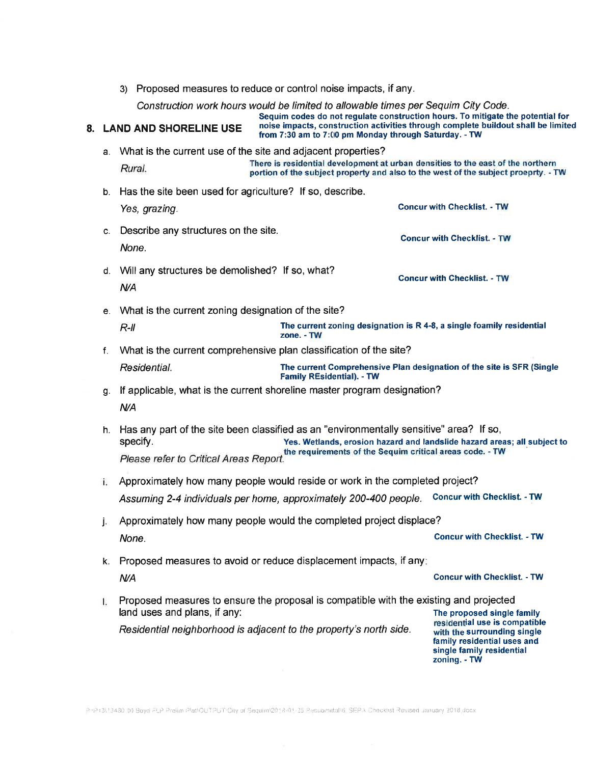3) Proposed measures to reduce or control noise impacts, if any.

*Construction work hours would be limited to allowable times per Sequim City Code.*

**Sequim codes do not regulate construction hours. To mitigate the potential for noise impacts, construction activities through complete buildout shall be limited from 7:30 am to 7:00 pm Monday through Saturday. - TW**

## 8. LAND AND SHORELINE USE

a. What is the current use of the site and adjacent properties?

*Rural.*

**There is residential development at urban densities to the east of the northern portion of the subject property and also to the west of the subject proeprty. - TW**

b. Has the site been used for agriculture? If so, describe.

*Yes, grazing.*

**Concur with Checklist. - TW**

c. Describe any structures on the site.

*None.*

**Concur with Checklist. - TW**

d. Will any structures be demolished? If so, what?

*N/A*

**Concur with Checklist. - TW**

e. What is the current zoning designation of the site?

*R-II*

**The current zoning designation is R 4-8, a single foamily residential zone. - TW**

f. What is the current comprehensive plan classification of the site?

*Residential.*

**The current Comprehensive Plan designation of the site is SFR (Single Family REsidential). - TW**

g. If applicable, what is the current shoreline master program designation?

*N/A*

h. Has any part of the site been classified as an "environmentally sensitive" area? If so, specify.

*Please refer to Critical Areas Report.*

**Yes. Wetlands, erosion hazard and landslide hazard areas; all subject to the requirements of the Sequim critical areas code. - TW**

i. Approximately how many people would reside or work in the completed project?

*Assuming 2-4 individuals per home, approximately 200-400 people.*

**Concur with Checklist. - TW**

j. Approximately how many people would the completed project displace?

*None.*

**Concur with Checklist. - TW**

k. Proposed measures to avoid or reduce displacement impacts, if any:

*N/A*

**Concur with Checklist. - TW**

l. Proposed measures to ensure the proposal is compatible with the existing and projected land uses and plans, if any:

*Residential neighborhood is adjacent to the property's north side.*

**The proposed single family residential use is compatible with the surrounding single family residential uses and single family residential zoning. - TW**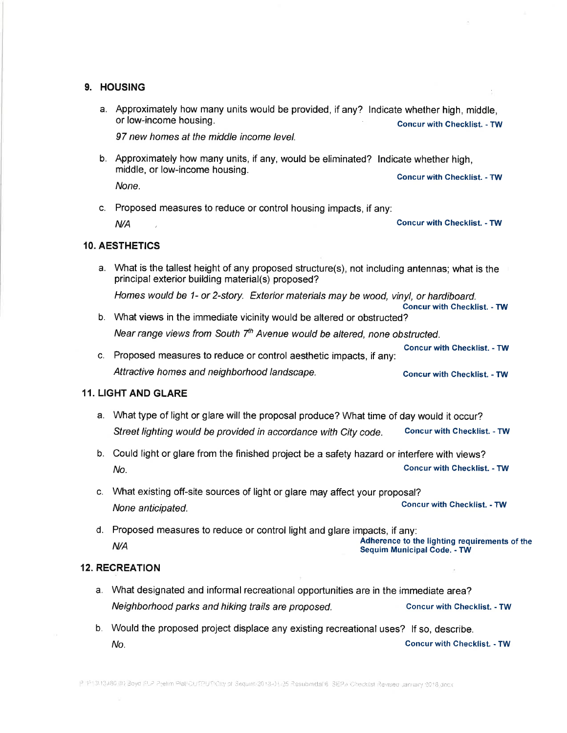## 9. HOUSING

a. Approximately how many units would be provided, if any? Indicate whether high, middle, or low-income housing. **Concur with Checklist. - TW**

*97 new homes at the middle income level.*

b. Approximately how many units, if any, would be eliminated? Indicate whether high, middle, or low-income housing. **Concur with Checklist. - TW**

*None.*

c. Proposed measures to reduce or control housing impacts, if any:

*N/A* **Concur with Checklist. - TW**

## 10. AESTHETICS

a. What is the tallest height of any proposed structure(s), not including antennas; what is the principal exterior building material(s) proposed?

*Homes would be 1- or 2-story. Exterior materials may be wood, vinyl, or hardiboard.* **Concur with Checklist. - TW**

b. What views in the immediate vicinity would be altered or obstructed?

*Near range views from South 7th Avenue would be altered, none obstructed.* **Concur with Checklist. - TW**

c. Proposed measures to reduce or control aesthetic impacts, if any:

*Attractive homes and neighborhood landscape.* **Concur with Checklist. - TW**

## 11. LIGHT AND GLARE

a. What type of light or glare will the proposal produce? What time of day would it occur?

*Street lighting would be provided in accordance with City code.* **Concur with Checklist. - TW**

b. Could light or glare from the finished project be a safety hazard or interfere with views?

*No.* **Concur with Checklist. - TW**

c. What existing off-site sources of light or glare may affect your proposal?

*None anticipated.* **Concur with Checklist. - TW**

d. Proposed measures to reduce or control light and glare impacts, if any:

*N/A* **Adherence to the lighting requirements of the Sequim Municipal Code. - TW**

## 12. RECREATION

a. What designated and informal recreational opportunities are in the immediate area?

*Neighborhood parks and hiking trails are proposed.* **Concur with Checklist. - TW**

b. Would the proposed project displace any existing recreational uses? If so, describe.

*No.* **Concur with Checklist. - TW**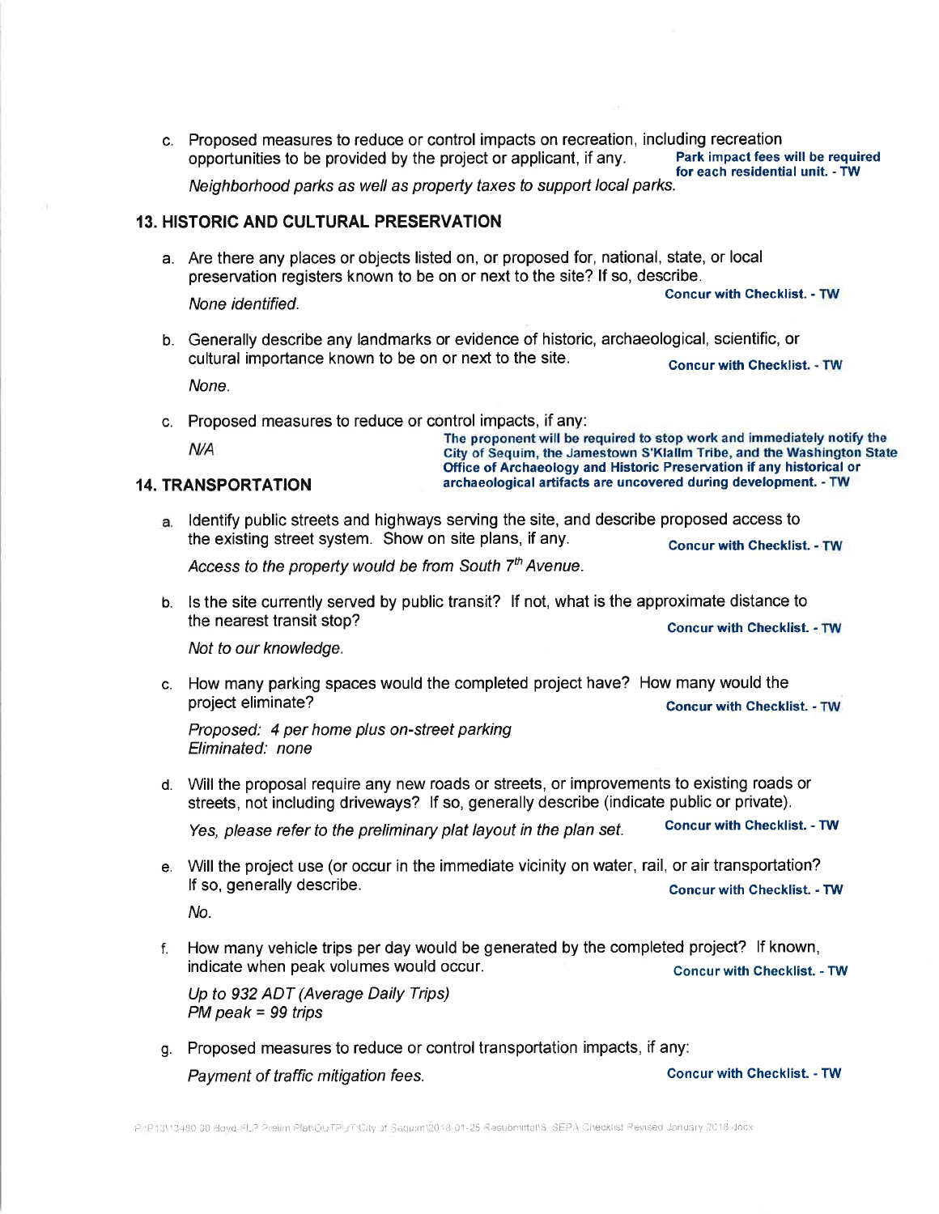c. Proposed measures to reduce or control impacts on recreation, including recreation opportunities to be provided by the project or applicant, if any. **Park impact fees will be required for each residential unit. - TW**

   *Neighborhood parks as well as property taxes to support local parks.*

### 13. HISTORIC AND CULTURAL PRESERVATION

a. Are there any places or objects listed on, or proposed for, national, state, or local preservation registers known to be on or next to the site? If so, describe. **Concur with Checklist. - TW**

   *None identified.*

b. Generally describe any landmarks or evidence of historic, archaeological, scientific, or cultural importance known to be on or next to the site. **Concur with Checklist. - TW**

   *None.*

c. Proposed measures to reduce or control impacts, if any:

   *N/A*

   **The proponent will be required to stop work and immediately notify the City of Sequim, the Jamestown S'Klallm Tribe, and the Washington State Office of Archaeology and Historic Preservation if any historical or archaeological artifacts are uncovered during development. - TW**

### 14. TRANSPORTATION

a. Identify public streets and highways serving the site, and describe proposed access to the existing street system. Show on site plans, if any. **Concur with Checklist. - TW**

   *Access to the property would be from South 7th Avenue.*

b. Is the site currently served by public transit? If not, what is the approximate distance to the nearest transit stop? **Concur with Checklist. - TW**

   *Not to our knowledge.*

c. How many parking spaces would the completed project have? How many would the project eliminate? **Concur with Checklist. - TW**

   *Proposed: 4 per home plus on-street parking*
   *Eliminated: none*

d. Will the proposal require any new roads or streets, or improvements to existing roads or streets, not including driveways? If so, generally describe (indicate public or private).

   *Yes, please refer to the preliminary plat layout in the plan set.* **Concur with Checklist. - TW**

e. Will the project use (or occur in the immediate vicinity on water, rail, or air transportation? If so, generally describe. **Concur with Checklist. - TW**

   *No.*

f. How many vehicle trips per day would be generated by the completed project? If known, indicate when peak volumes would occur. **Concur with Checklist. - TW**

   *Up to 932 ADT (Average Daily Trips)*
   *PM peak = 99 trips*

g. Proposed measures to reduce or control transportation impacts, if any:

   *Payment of traffic mitigation fees.* **Concur with Checklist. - TW**

P:\P13\13480.00 Boyd FLP Prelim Plat\OUTPUT\City of Sequim\2018-01-25 Resubmittal\6. SEPA Checklist Revised January 2018.docx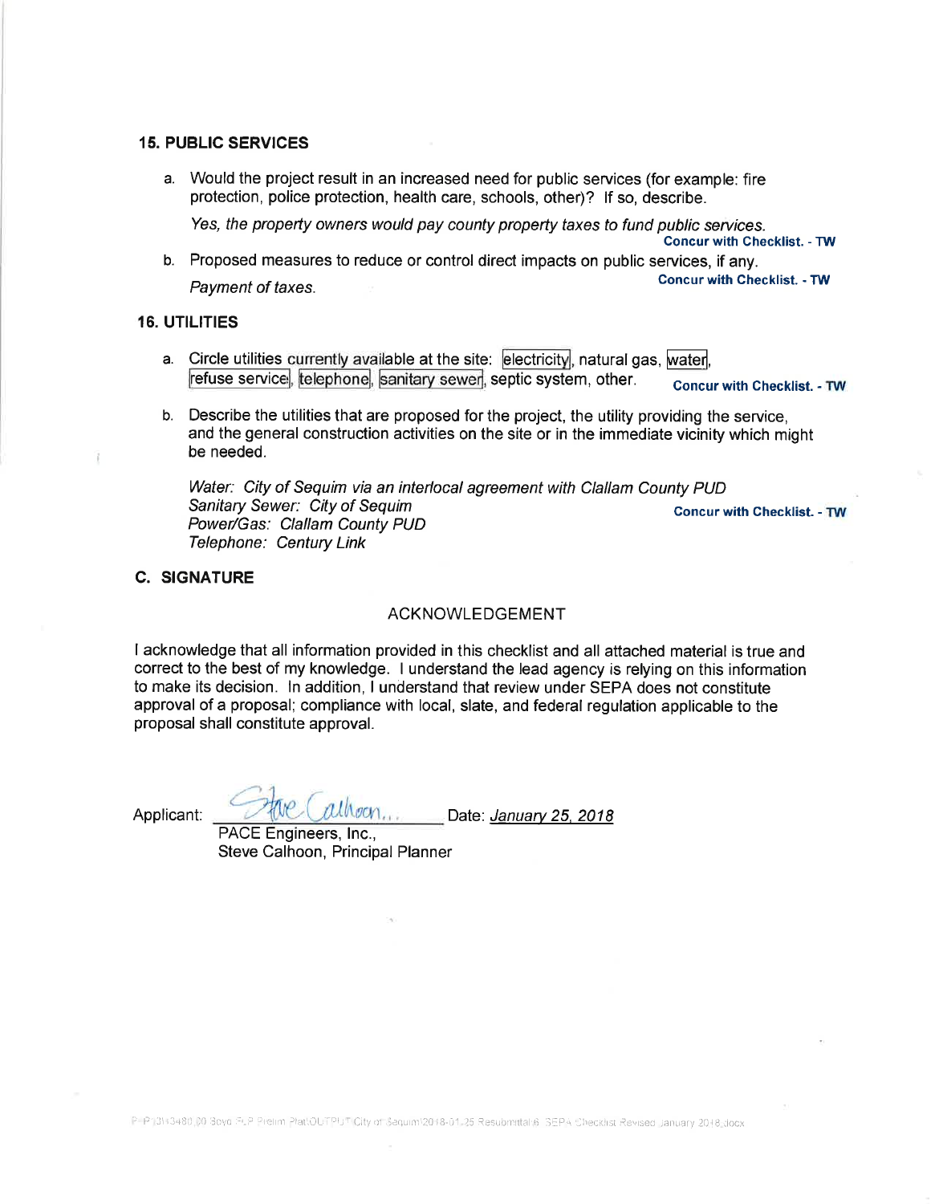### 15. PUBLIC SERVICES

a. Would the project result in an increased need for public services (for example: fire protection, police protection, health care, schools, other)? If so, describe.

*Yes, the property owners would pay county property taxes to fund public services.*

**Concur with Checklist. - TW**

b. Proposed measures to reduce or control direct impacts on public services, if any.

*Payment of taxes.*

**Concur with Checklist. - TW**

### 16. UTILITIES

a. Circle utilities currently available at the site: [electricity], natural gas, [water], [refuse service], [telephone], [sanitary sewer], septic system, other.

**Concur with Checklist. - TW**

b. Describe the utilities that are proposed for the project, the utility providing the service, and the general construction activities on the site or in the immediate vicinity which might be needed.

*Water: City of Sequim via an interlocal agreement with Clallam County PUD*
*Sanitary Sewer: City of Sequim*
*Power/Gas: Clallam County PUD*
*Telephone: Century Link*

**Concur with Checklist. - TW**

### C. SIGNATURE

ACKNOWLEDGEMENT

I acknowledge that all information provided in this checklist and all attached material is true and correct to the best of my knowledge. I understand the lead agency is relying on this information to make its decision. In addition, I understand that review under SEPA does not constitute approval of a proposal; compliance with local, slate, and federal regulation applicable to the proposal shall constitute approval.

Applicant: Steve Calhoon Date: *January 25, 2018*

PACE Engineers, Inc.,
Steve Calhoon, Principal Planner